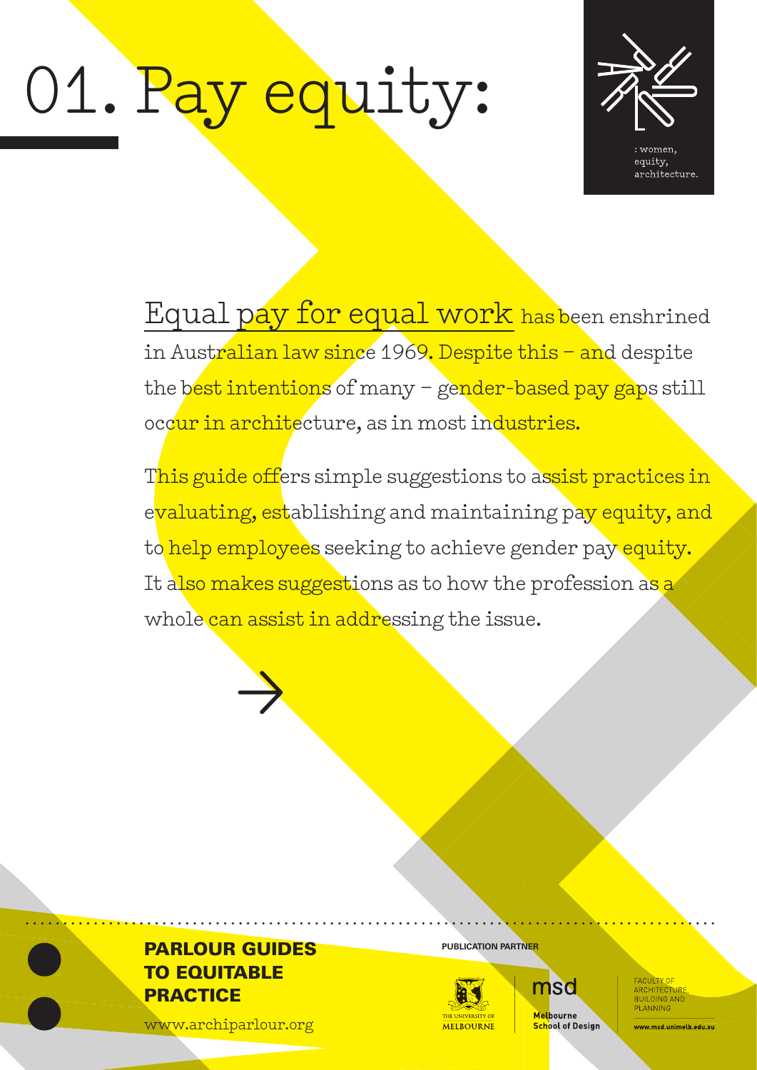# 01. Pay equity:

: women, equity, architecture.

Equal pay for equal work has been enshrined in Australian law since 1969. Despite this – and despite the best intentions of many – gender-based pay gaps still occur in architecture, as in most industries.

This guide offers simple suggestions to assist practices in evaluating, establishing and maintaining pay equity, and to help employees seeking to achieve gender pay equity. It also makes suggestions as to how the profession as a whole can assist in addressing the issue.

→

**PARLOUR GUIDES TO EQUITABLE PRACTICE**

www.archiparlour.org

**PUBLICATION PARTNER**

THE UNIVERSITY OF MELBOURNE

msd Melbourne School of Design

FACULTY OF ARCHITECTURE, BUILDING AND PLANNING

www.msd.unimelb.edu.au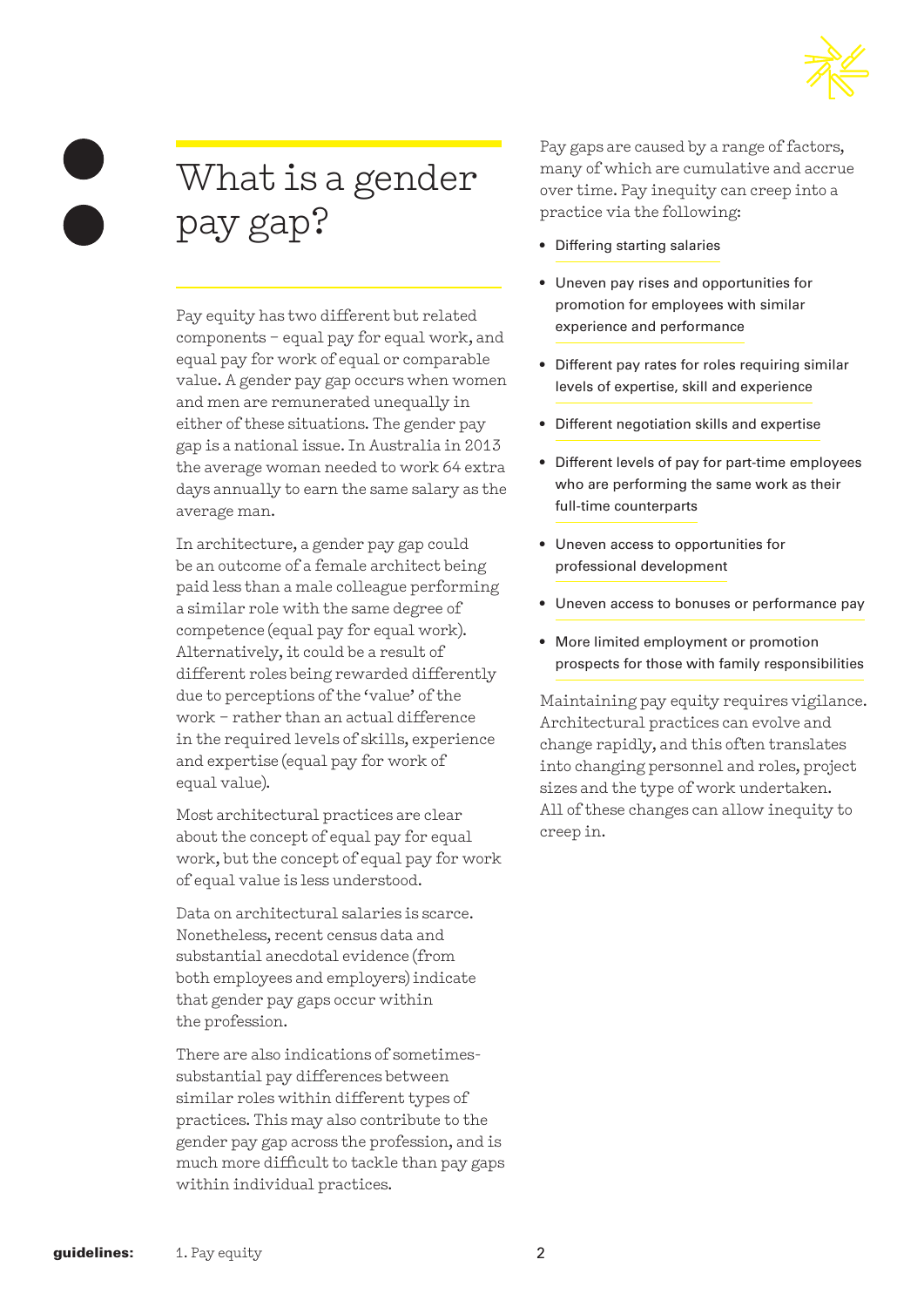# What is a gender pay gap?

Pay equity has two different but related components – equal pay for equal work, and equal pay for work of equal or comparable value. A gender pay gap occurs when women and men are remunerated unequally in either of these situations. The gender pay gap is a national issue. In Australia in 2013 the average woman needed to work 64 extra days annually to earn the same salary as the average man.

In architecture, a gender pay gap could be an outcome of a female architect being paid less than a male colleague performing a similar role with the same degree of competence (equal pay for equal work). Alternatively, it could be a result of different roles being rewarded differently due to perceptions of the 'value' of the work – rather than an actual difference in the required levels of skills, experience and expertise (equal pay for work of equal value).

Most architectural practices are clear about the concept of equal pay for equal work, but the concept of equal pay for work of equal value is less understood.

Data on architectural salaries is scarce. Nonetheless, recent census data and substantial anecdotal evidence (from both employees and employers) indicate that gender pay gaps occur within the profession.

There are also indications of sometimes-substantial pay differences between similar roles within different types of practices. This may also contribute to the gender pay gap across the profession, and is much more difficult to tackle than pay gaps within individual practices.

Pay gaps are caused by a range of factors, many of which are cumulative and accrue over time. Pay inequity can creep into a practice via the following:

- Differing starting salaries
- Uneven pay rises and opportunities for promotion for employees with similar experience and performance
- Different pay rates for roles requiring similar levels of expertise, skill and experience
- Different negotiation skills and expertise
- Different levels of pay for part-time employees who are performing the same work as their full-time counterparts
- Uneven access to opportunities for professional development
- Uneven access to bonuses or performance pay
- More limited employment or promotion prospects for those with family responsibilities

Maintaining pay equity requires vigilance. Architectural practices can evolve and change rapidly, and this often translates into changing personnel and roles, project sizes and the type of work undertaken. All of these changes can allow inequity to creep in.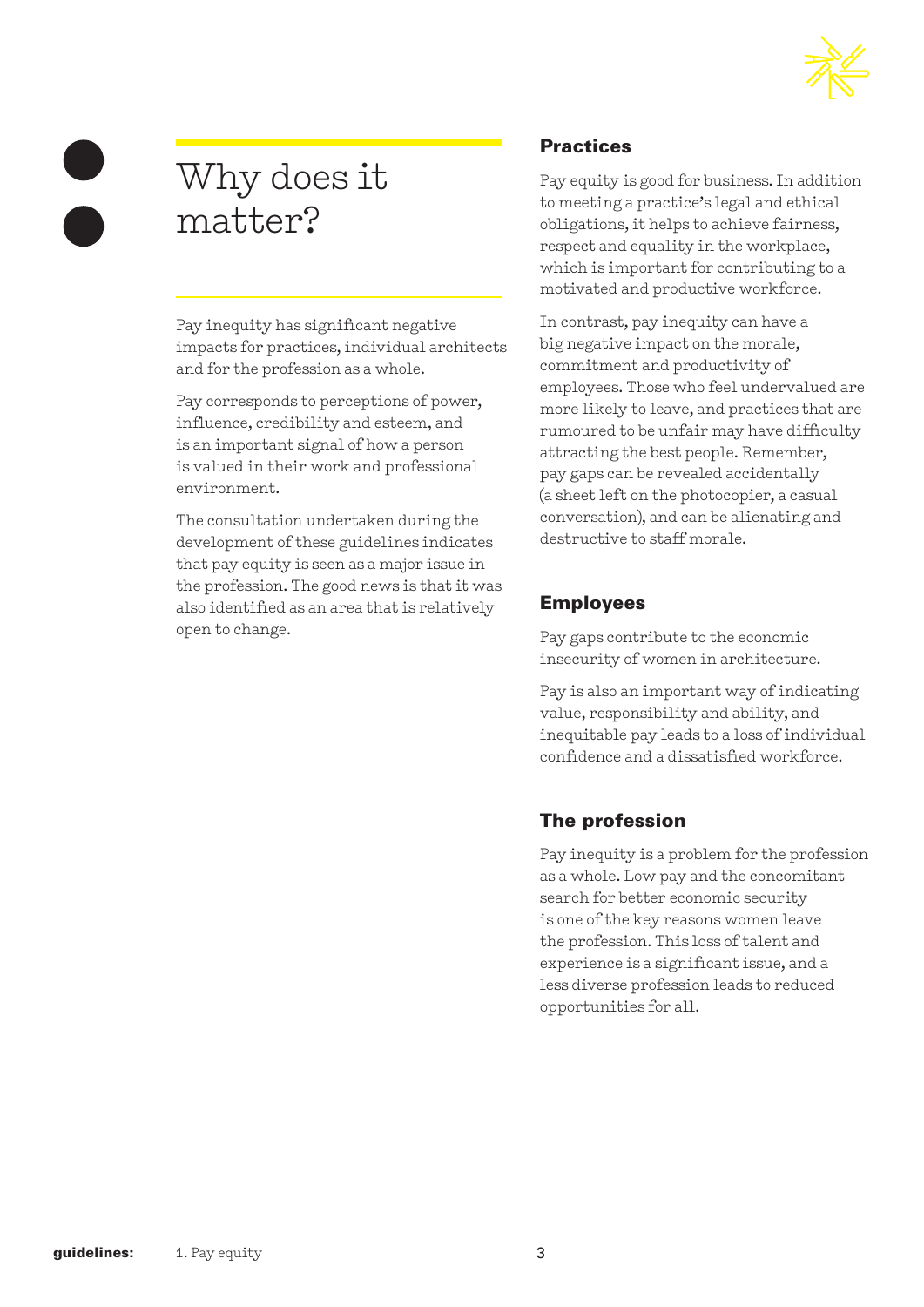# Why does it matter?

Pay inequity has significant negative impacts for practices, individual architects and for the profession as a whole.

Pay corresponds to perceptions of power, influence, credibility and esteem, and is an important signal of how a person is valued in their work and professional environment.

The consultation undertaken during the development of these guidelines indicates that pay equity is seen as a major issue in the profession. The good news is that it was also identified as an area that is relatively open to change.

## Practices

Pay equity is good for business. In addition to meeting a practice's legal and ethical obligations, it helps to achieve fairness, respect and equality in the workplace, which is important for contributing to a motivated and productive workforce.

In contrast, pay inequity can have a big negative impact on the morale, commitment and productivity of employees. Those who feel undervalued are more likely to leave, and practices that are rumoured to be unfair may have difficulty attracting the best people. Remember, pay gaps can be revealed accidentally (a sheet left on the photocopier, a casual conversation), and can be alienating and destructive to staff morale.

## Employees

Pay gaps contribute to the economic insecurity of women in architecture.

Pay is also an important way of indicating value, responsibility and ability, and inequitable pay leads to a loss of individual confidence and a dissatisfied workforce.

## The profession

Pay inequity is a problem for the profession as a whole. Low pay and the concomitant search for better economic security is one of the key reasons women leave the profession. This loss of talent and experience is a significant issue, and a less diverse profession leads to reduced opportunities for all.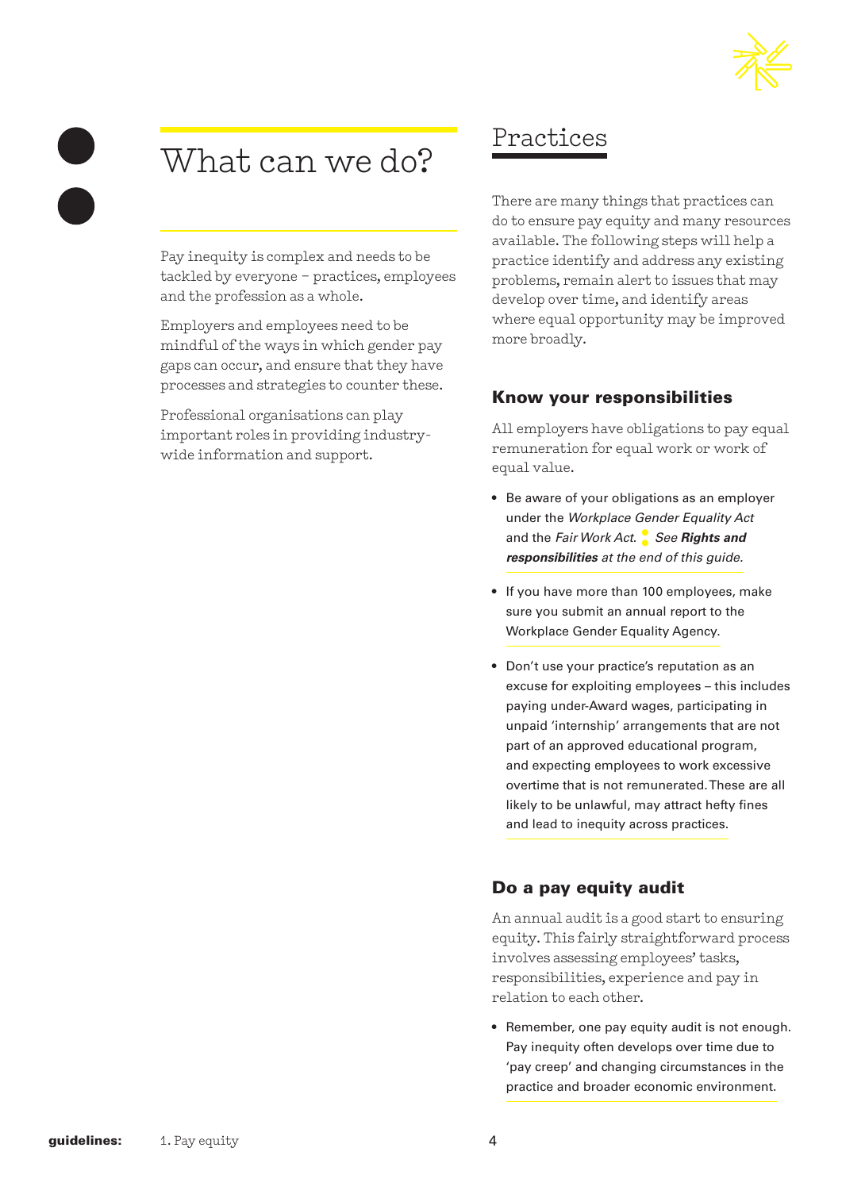# What can we do?

Pay inequity is complex and needs to be tackled by everyone – practices, employees and the profession as a whole.

Employers and employees need to be mindful of the ways in which gender pay gaps can occur, and ensure that they have processes and strategies to counter these.

Professional organisations can play important roles in providing industry-wide information and support.

## Practices

There are many things that practices can do to ensure pay equity and many resources available. The following steps will help a practice identify and address any existing problems, remain alert to issues that may develop over time, and identify areas where equal opportunity may be improved more broadly.

### Know your responsibilities

All employers have obligations to pay equal remuneration for equal work or work of equal value.

- Be aware of your obligations as an employer under the *Workplace Gender Equality Act* and the *Fair Work Act*. *See **Rights and responsibilities** at the end of this guide.*
- If you have more than 100 employees, make sure you submit an annual report to the Workplace Gender Equality Agency.
- Don't use your practice's reputation as an excuse for exploiting employees – this includes paying under-Award wages, participating in unpaid 'internship' arrangements that are not part of an approved educational program, and expecting employees to work excessive overtime that is not remunerated. These are all likely to be unlawful, may attract hefty fines and lead to inequity across practices.

### Do a pay equity audit

An annual audit is a good start to ensuring equity. This fairly straightforward process involves assessing employees' tasks, responsibilities, experience and pay in relation to each other.

- Remember, one pay equity audit is not enough. Pay inequity often develops over time due to 'pay creep' and changing circumstances in the practice and broader economic environment.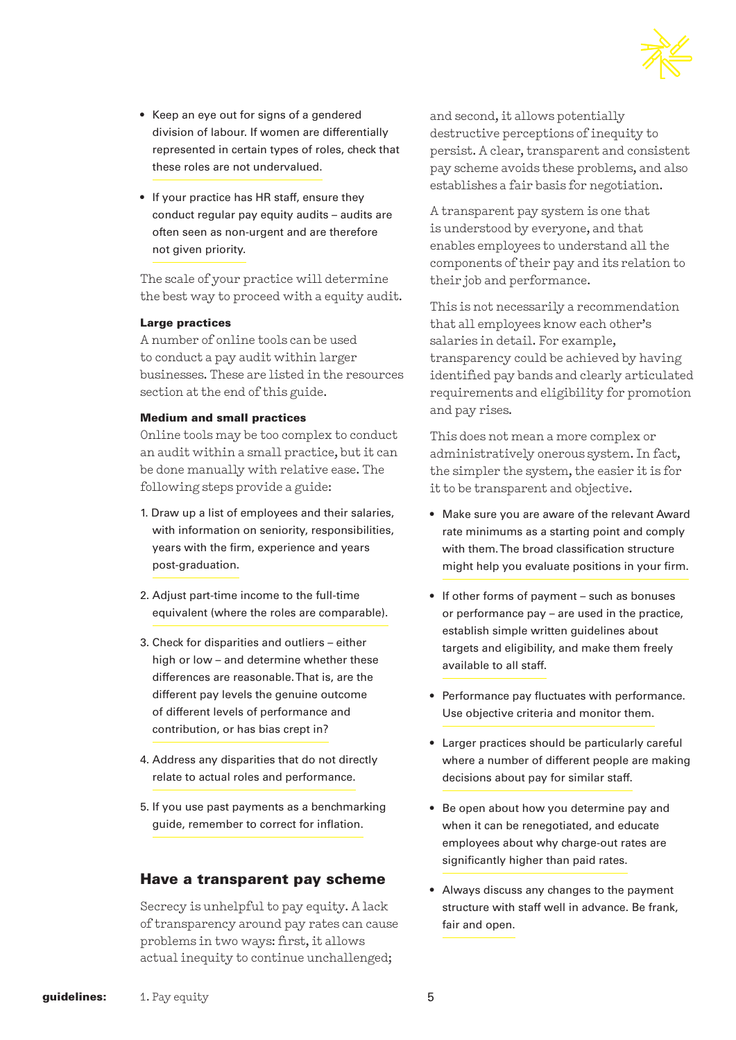- Keep an eye out for signs of a gendered division of labour. If women are differentially represented in certain types of roles, check that these roles are not undervalued.
- If your practice has HR staff, ensure they conduct regular pay equity audits – audits are often seen as non-urgent and are therefore not given priority.

The scale of your practice will determine the best way to proceed with a equity audit.

**Large practices**
A number of online tools can be used to conduct a pay audit within larger businesses. These are listed in the resources section at the end of this guide.

**Medium and small practices**
Online tools may be too complex to conduct an audit within a small practice, but it can be done manually with relative ease. The following steps provide a guide:

1. Draw up a list of employees and their salaries, with information on seniority, responsibilities, years with the firm, experience and years post-graduation.
2. Adjust part-time income to the full-time equivalent (where the roles are comparable).
3. Check for disparities and outliers – either high or low – and determine whether these differences are reasonable. That is, are the different pay levels the genuine outcome of different levels of performance and contribution, or has bias crept in?
4. Address any disparities that do not directly relate to actual roles and performance.
5. If you use past payments as a benchmarking guide, remember to correct for inflation.

## Have a transparent pay scheme

Secrecy is unhelpful to pay equity. A lack of transparency around pay rates can cause problems in two ways: first, it allows actual inequity to continue unchallenged; and second, it allows potentially destructive perceptions of inequity to persist. A clear, transparent and consistent pay scheme avoids these problems, and also establishes a fair basis for negotiation.

A transparent pay system is one that is understood by everyone, and that enables employees to understand all the components of their pay and its relation to their job and performance.

This is not necessarily a recommendation that all employees know each other's salaries in detail. For example, transparency could be achieved by having identified pay bands and clearly articulated requirements and eligibility for promotion and pay rises.

This does not mean a more complex or administratively onerous system. In fact, the simpler the system, the easier it is for it to be transparent and objective.

- Make sure you are aware of the relevant Award rate minimums as a starting point and comply with them. The broad classification structure might help you evaluate positions in your firm.
- If other forms of payment – such as bonuses or performance pay – are used in the practice, establish simple written guidelines about targets and eligibility, and make them freely available to all staff.
- Performance pay fluctuates with performance. Use objective criteria and monitor them.
- Larger practices should be particularly careful where a number of different people are making decisions about pay for similar staff.
- Be open about how you determine pay and when it can be renegotiated, and educate employees about why charge-out rates are significantly higher than paid rates.
- Always discuss any changes to the payment structure with staff well in advance. Be frank, fair and open.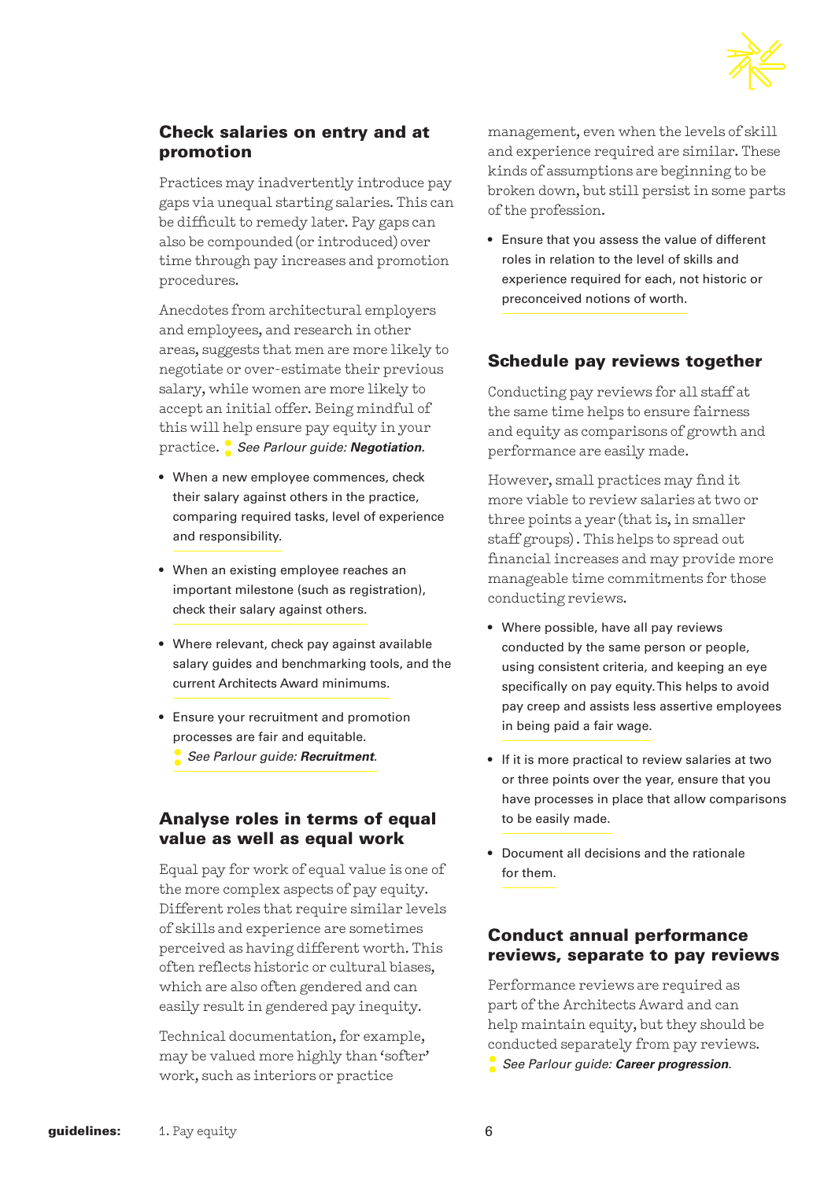## Check salaries on entry and at promotion

Practices may inadvertently introduce pay gaps via unequal starting salaries. This can be difficult to remedy later. Pay gaps can also be compounded (or introduced) over time through pay increases and promotion procedures.

Anecdotes from architectural employers and employees, and research in other areas, suggests that men are more likely to negotiate or over-estimate their previous salary, while women are more likely to accept an initial offer. Being mindful of this will help ensure pay equity in your practice. *See Parlour guide:* ***Negotiation****.*

- When a new employee commences, check their salary against others in the practice, comparing required tasks, level of experience and responsibility.
- When an existing employee reaches an important milestone (such as registration), check their salary against others.
- Where relevant, check pay against available salary guides and benchmarking tools, and the current Architects Award minimums.
- Ensure your recruitment and promotion processes are fair and equitable. *See Parlour guide:* ***Recruitment****.*

## Analyse roles in terms of equal value as well as equal work

Equal pay for work of equal value is one of the more complex aspects of pay equity. Different roles that require similar levels of skills and experience are sometimes perceived as having different worth. This often reflects historic or cultural biases, which are also often gendered and can easily result in gendered pay inequity.

Technical documentation, for example, may be valued more highly than 'softer' work, such as interiors or practice management, even when the levels of skill and experience required are similar. These kinds of assumptions are beginning to be broken down, but still persist in some parts of the profession.

- Ensure that you assess the value of different roles in relation to the level of skills and experience required for each, not historic or preconceived notions of worth.

## Schedule pay reviews together

Conducting pay reviews for all staff at the same time helps to ensure fairness and equity as comparisons of growth and performance are easily made.

However, small practices may find it more viable to review salaries at two or three points a year (that is, in smaller staff groups). This helps to spread out financial increases and may provide more manageable time commitments for those conducting reviews.

- Where possible, have all pay reviews conducted by the same person or people, using consistent criteria, and keeping an eye specifically on pay equity. This helps to avoid pay creep and assists less assertive employees in being paid a fair wage.
- If it is more practical to review salaries at two or three points over the year, ensure that you have processes in place that allow comparisons to be easily made.
- Document all decisions and the rationale for them.

## Conduct annual performance reviews, separate to pay reviews

Performance reviews are required as part of the Architects Award and can help maintain equity, but they should be conducted separately from pay reviews. *See Parlour guide:* ***Career progression****.*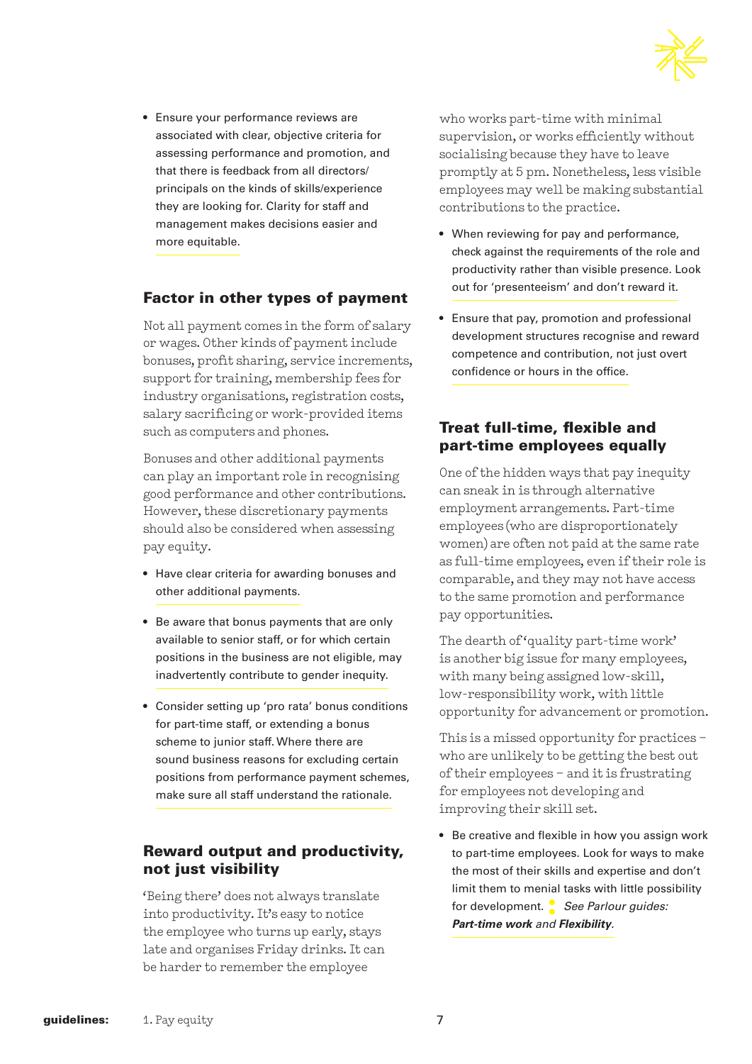- Ensure your performance reviews are associated with clear, objective criteria for assessing performance and promotion, and that there is feedback from all directors/principals on the kinds of skills/experience they are looking for. Clarity for staff and management makes decisions easier and more equitable.

## Factor in other types of payment

Not all payment comes in the form of salary or wages. Other kinds of payment include bonuses, profit sharing, service increments, support for training, membership fees for industry organisations, registration costs, salary sacrificing or work-provided items such as computers and phones.

Bonuses and other additional payments can play an important role in recognising good performance and other contributions. However, these discretionary payments should also be considered when assessing pay equity.

- Have clear criteria for awarding bonuses and other additional payments.
- Be aware that bonus payments that are only available to senior staff, or for which certain positions in the business are not eligible, may inadvertently contribute to gender inequity.
- Consider setting up 'pro rata' bonus conditions for part-time staff, or extending a bonus scheme to junior staff. Where there are sound business reasons for excluding certain positions from performance payment schemes, make sure all staff understand the rationale.

## Reward output and productivity, not just visibility

'Being there' does not always translate into productivity. It's easy to notice the employee who turns up early, stays late and organises Friday drinks. It can be harder to remember the employee who works part-time with minimal supervision, or works efficiently without socialising because they have to leave promptly at 5 pm. Nonetheless, less visible employees may well be making substantial contributions to the practice.

- When reviewing for pay and performance, check against the requirements of the role and productivity rather than visible presence. Look out for 'presenteeism' and don't reward it.
- Ensure that pay, promotion and professional development structures recognise and reward competence and contribution, not just overt confidence or hours in the office.

## Treat full-time, flexible and part-time employees equally

One of the hidden ways that pay inequity can sneak in is through alternative employment arrangements. Part-time employees (who are disproportionately women) are often not paid at the same rate as full-time employees, even if their role is comparable, and they may not have access to the same promotion and performance pay opportunities.

The dearth of 'quality part-time work' is another big issue for many employees, with many being assigned low-skill, low-responsibility work, with little opportunity for advancement or promotion.

This is a missed opportunity for practices – who are unlikely to be getting the best out of their employees – and it is frustrating for employees not developing and improving their skill set.

- Be creative and flexible in how you assign work to part-time employees. Look for ways to make the most of their skills and expertise and don't limit them to menial tasks with little possibility for development. *See Parlour guides:* ***Part-time work*** *and* ***Flexibility***.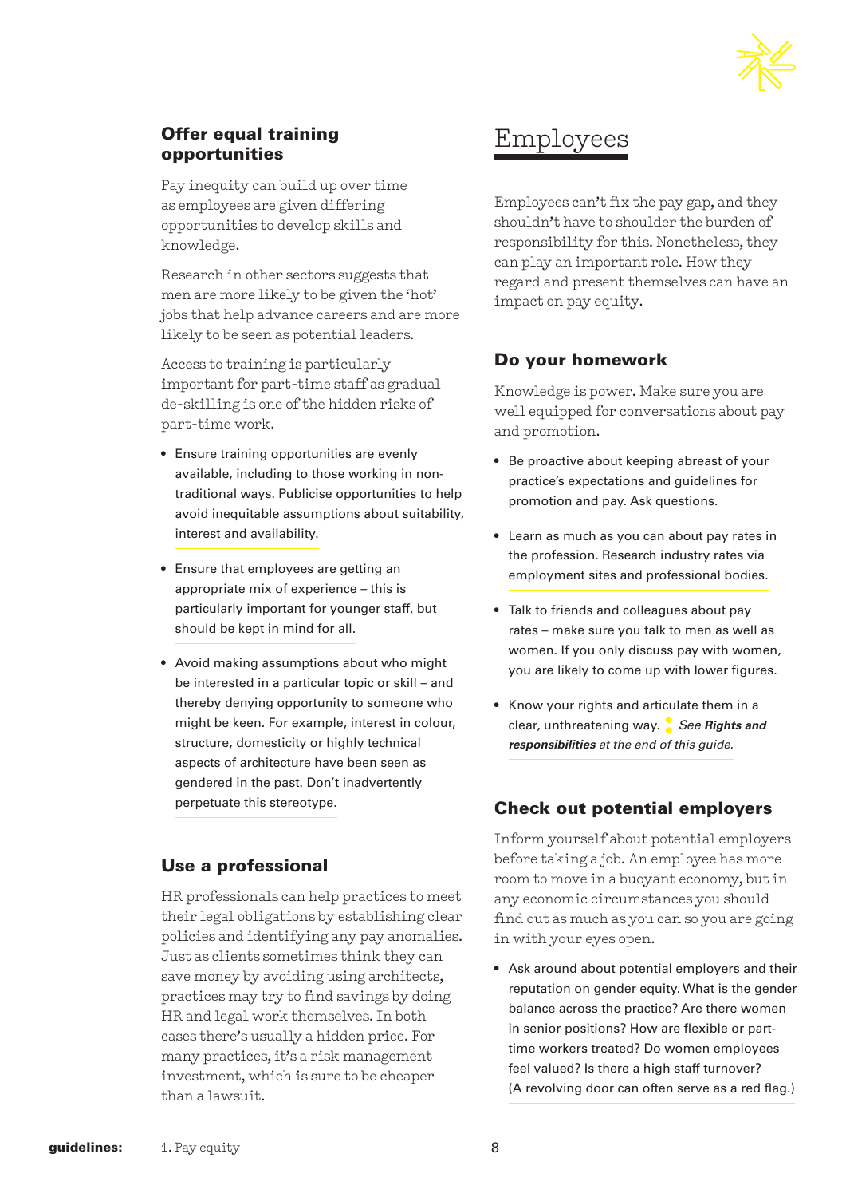### Offer equal training opportunities

Pay inequity can build up over time as employees are given differing opportunities to develop skills and knowledge.

Research in other sectors suggests that men are more likely to be given the 'hot' jobs that help advance careers and are more likely to be seen as potential leaders.

Access to training is particularly important for part-time staff as gradual de-skilling is one of the hidden risks of part-time work.

- Ensure training opportunities are evenly available, including to those working in non-traditional ways. Publicise opportunities to help avoid inequitable assumptions about suitability, interest and availability.
- Ensure that employees are getting an appropriate mix of experience – this is particularly important for younger staff, but should be kept in mind for all.
- Avoid making assumptions about who might be interested in a particular topic or skill – and thereby denying opportunity to someone who might be keen. For example, interest in colour, structure, domesticity or highly technical aspects of architecture have been seen as gendered in the past. Don't inadvertently perpetuate this stereotype.

### Use a professional

HR professionals can help practices to meet their legal obligations by establishing clear policies and identifying any pay anomalies. Just as clients sometimes think they can save money by avoiding using architects, practices may try to find savings by doing HR and legal work themselves. In both cases there's usually a hidden price. For many practices, it's a risk management investment, which is sure to be cheaper than a lawsuit.

## Employees

Employees can't fix the pay gap, and they shouldn't have to shoulder the burden of responsibility for this. Nonetheless, they can play an important role. How they regard and present themselves can have an impact on pay equity.

### Do your homework

Knowledge is power. Make sure you are well equipped for conversations about pay and promotion.

- Be proactive about keeping abreast of your practice's expectations and guidelines for promotion and pay. Ask questions.
- Learn as much as you can about pay rates in the profession. Research industry rates via employment sites and professional bodies.
- Talk to friends and colleagues about pay rates – make sure you talk to men as well as women. If you only discuss pay with women, you are likely to come up with lower figures.
- Know your rights and articulate them in a clear, unthreatening way. *See **Rights and responsibilities** at the end of this guide.*

### Check out potential employers

Inform yourself about potential employers before taking a job. An employee has more room to move in a buoyant economy, but in any economic circumstances you should find out as much as you can so you are going in with your eyes open.

- Ask around about potential employers and their reputation on gender equity. What is the gender balance across the practice? Are there women in senior positions? How are flexible or part-time workers treated? Do women employees feel valued? Is there a high staff turnover? (A revolving door can often serve as a red flag.)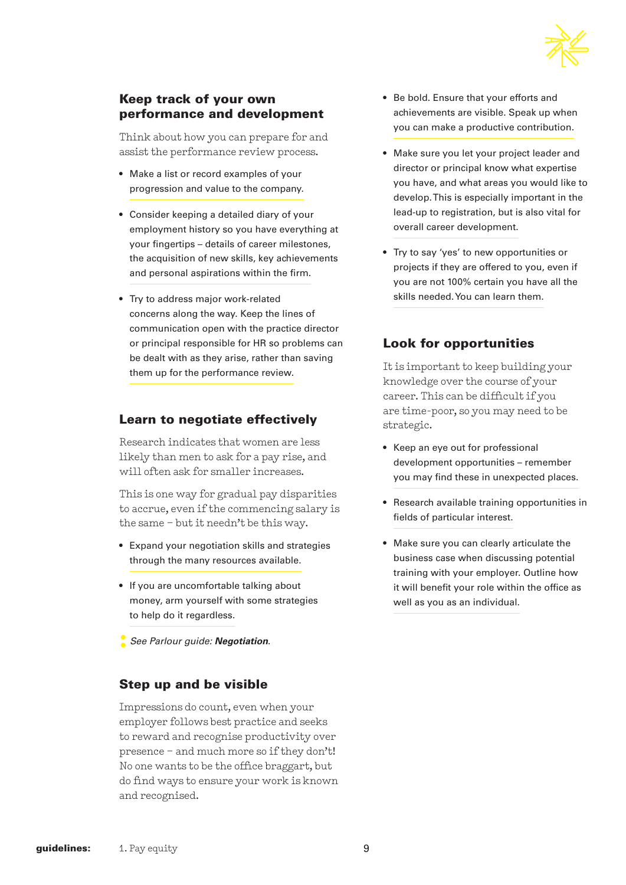## Keep track of your own performance and development

Think about how you can prepare for and assist the performance review process.

- Make a list or record examples of your progression and value to the company.
- Consider keeping a detailed diary of your employment history so you have everything at your fingertips – details of career milestones, the acquisition of new skills, key achievements and personal aspirations within the firm.
- Try to address major work-related concerns along the way. Keep the lines of communication open with the practice director or principal responsible for HR so problems can be dealt with as they arise, rather than saving them up for the performance review.

## Learn to negotiate effectively

Research indicates that women are less likely than men to ask for a pay rise, and will often ask for smaller increases.

This is one way for gradual pay disparities to accrue, even if the commencing salary is the same – but it needn't be this way.

- Expand your negotiation skills and strategies through the many resources available.
- If you are uncomfortable talking about money, arm yourself with some strategies to help do it regardless.

*See Parlour guide: **Negotiation**.*

## Step up and be visible

Impressions do count, even when your employer follows best practice and seeks to reward and recognise productivity over presence – and much more so if they don't! No one wants to be the office braggart, but do find ways to ensure your work is known and recognised.

- Be bold. Ensure that your efforts and achievements are visible. Speak up when you can make a productive contribution.
- Make sure you let your project leader and director or principal know what expertise you have, and what areas you would like to develop. This is especially important in the lead-up to registration, but is also vital for overall career development.
- Try to say 'yes' to new opportunities or projects if they are offered to you, even if you are not 100% certain you have all the skills needed. You can learn them.

## Look for opportunities

It is important to keep building your knowledge over the course of your career. This can be difficult if you are time-poor, so you may need to be strategic.

- Keep an eye out for professional development opportunities – remember you may find these in unexpected places.
- Research available training opportunities in fields of particular interest.
- Make sure you can clearly articulate the business case when discussing potential training with your employer. Outline how it will benefit your role within the office as well as you as an individual.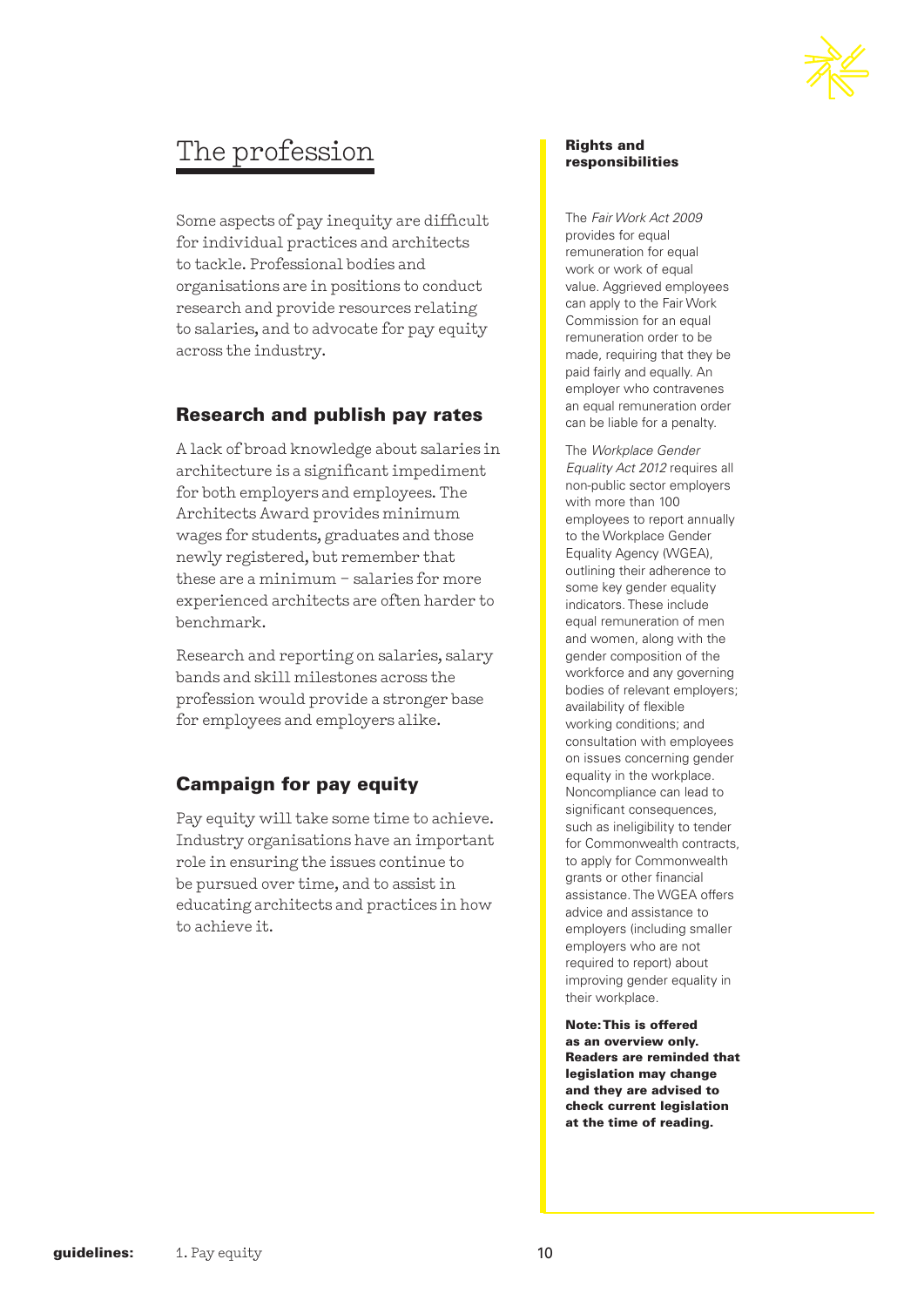# The profession

Some aspects of pay inequity are difficult for individual practices and architects to tackle. Professional bodies and organisations are in positions to conduct research and provide resources relating to salaries, and to advocate for pay equity across the industry.

## Research and publish pay rates

A lack of broad knowledge about salaries in architecture is a significant impediment for both employers and employees. The Architects Award provides minimum wages for students, graduates and those newly registered, but remember that these are a minimum – salaries for more experienced architects are often harder to benchmark.

Research and reporting on salaries, salary bands and skill milestones across the profession would provide a stronger base for employees and employers alike.

## Campaign for pay equity

Pay equity will take some time to achieve. Industry organisations have an important role in ensuring the issues continue to be pursued over time, and to assist in educating architects and practices in how to achieve it.

**Rights and responsibilities**

The *Fair Work Act 2009* provides for equal remuneration for equal work or work of equal value. Aggrieved employees can apply to the Fair Work Commission for an equal remuneration order to be made, requiring that they be paid fairly and equally. An employer who contravenes an equal remuneration order can be liable for a penalty.

The *Workplace Gender Equality Act 2012* requires all non-public sector employers with more than 100 employees to report annually to the Workplace Gender Equality Agency (WGEA), outlining their adherence to some key gender equality indicators. These include equal remuneration of men and women, along with the gender composition of the workforce and any governing bodies of relevant employers; availability of flexible working conditions; and consultation with employees on issues concerning gender equality in the workplace. Noncompliance can lead to significant consequences, such as ineligibility to tender for Commonwealth contracts, to apply for Commonwealth grants or other financial assistance. The WGEA offers advice and assistance to employers (including smaller employers who are not required to report) about improving gender equality in their workplace.

**Note: This is offered as an overview only. Readers are reminded that legislation may change and they are advised to check current legislation at the time of reading.**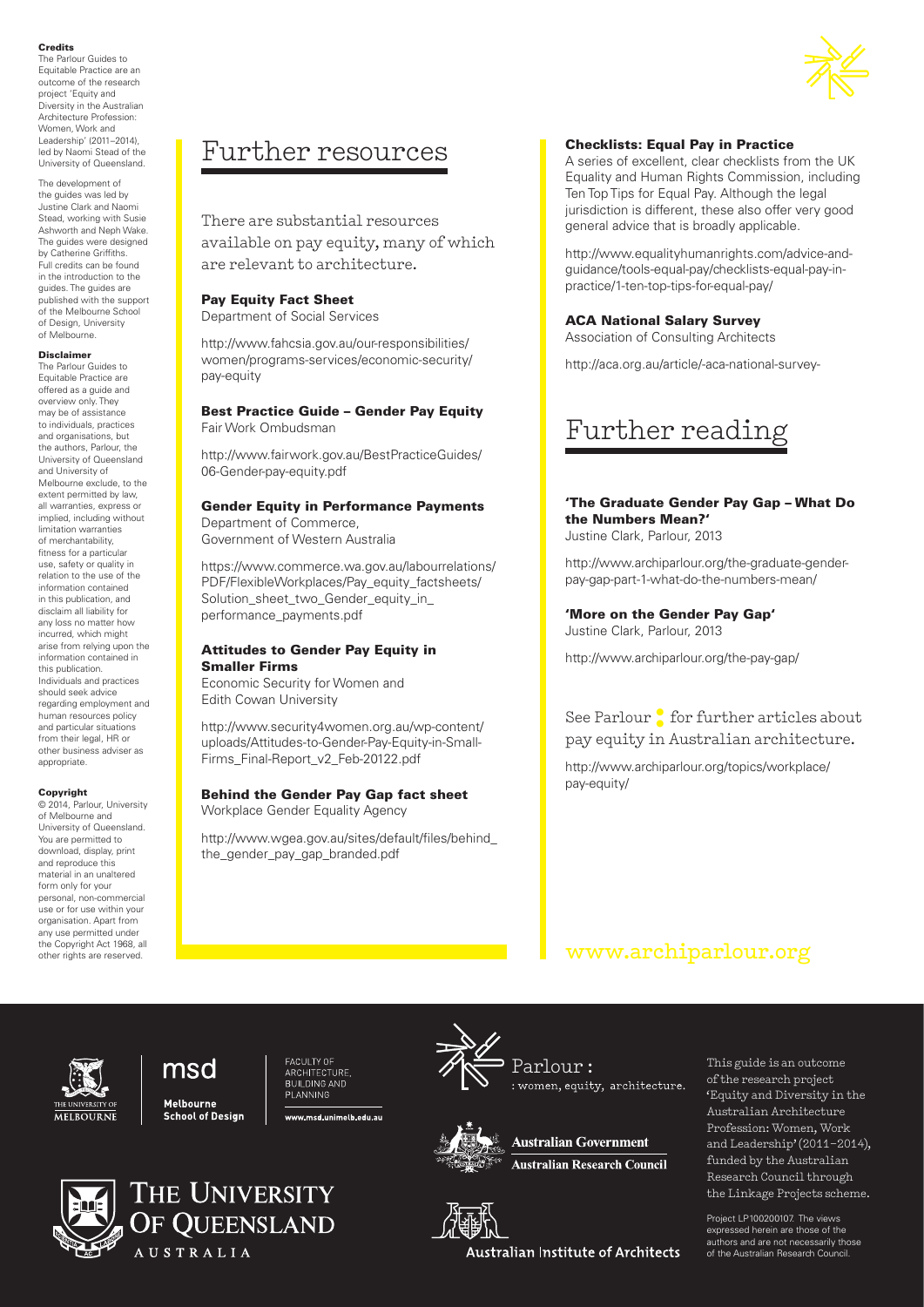**Credits**

The Parlour Guides to Equitable Practice are an outcome of the research project 'Equity and Diversity in the Australian Architecture Profession: Women, Work and Leadership' (2011–2014), led by Naomi Stead of the University of Queensland.

The development of the guides was led by Justine Clark and Naomi Stead, working with Susie Ashworth and Neph Wake. The guides were designed by Catherine Griffiths. Full credits can be found in the introduction to the guides. The guides are published with the support of the Melbourne School of Design, University of Melbourne.

**Disclaimer**

The Parlour Guides to Equitable Practice are offered as a guide and overview only. They may be of assistance to individuals, practices and organisations, but the authors, Parlour, the University of Queensland and University of Melbourne exclude, to the extent permitted by law, all warranties, express or implied, including without limitation warranties of merchantability, fitness for a particular use, safety or quality in relation to the use of the information contained in this publication, and disclaim all liability for any loss no matter how incurred, which might arise from relying upon the information contained in this publication. Individuals and practices should seek advice regarding employment and human resources policy and particular situations from their legal, HR or other business adviser as appropriate.

**Copyright**

© 2014, Parlour, University of Melbourne and University of Queensland. You are permitted to download, display, print and reproduce this material in an unaltered form only for your personal, non-commercial use or for use within your organisation. Apart from any use permitted under the Copyright Act 1968, all other rights are reserved.

# Further resources

There are substantial resources available on pay equity, many of which are relevant to architecture.

### Pay Equity Fact Sheet

Department of Social Services

http://www.fahcsia.gov.au/our-responsibilities/women/programs-services/economic-security/pay-equity

### Best Practice Guide – Gender Pay Equity

Fair Work Ombudsman

http://www.fairwork.gov.au/BestPracticeGuides/06-Gender-pay-equity.pdf

### Gender Equity in Performance Payments

Department of Commerce, Government of Western Australia

https://www.commerce.wa.gov.au/labourrelations/PDF/FlexibleWorkplaces/Pay_equity_factsheets/Solution_sheet_two_Gender_equity_in_performance_payments.pdf

### Attitudes to Gender Pay Equity in Smaller Firms

Economic Security for Women and Edith Cowan University

http://www.security4women.org.au/wp-content/uploads/Attitudes-to-Gender-Pay-Equity-in-Small-Firms_Final-Report_v2_Feb-20122.pdf

### Behind the Gender Pay Gap fact sheet

Workplace Gender Equality Agency

http://www.wgea.gov.au/sites/default/files/behind_the_gender_pay_gap_branded.pdf

### Checklists: Equal Pay in Practice

A series of excellent, clear checklists from the UK Equality and Human Rights Commission, including Ten Top Tips for Equal Pay. Although the legal jurisdiction is different, these also offer very good general advice that is broadly applicable.

http://www.equalityhumanrights.com/advice-and-guidance/tools-equal-pay/checklists-equal-pay-in-practice/1-ten-top-tips-for-equal-pay/

### ACA National Salary Survey

Association of Consulting Architects

http://aca.org.au/article/-aca-national-survey-

# Further reading

### 'The Graduate Gender Pay Gap – What Do the Numbers Mean?'

Justine Clark, Parlour, 2013

http://www.archiparlour.org/the-graduate-gender-pay-gap-part-1-what-do-the-numbers-mean/

### 'More on the Gender Pay Gap'

Justine Clark, Parlour, 2013

http://www.archiparlour.org/the-pay-gap/

See Parlour : for further articles about pay equity in Australian architecture.

http://www.archiparlour.org/topics/workplace/pay-equity/

www.archiparlour.org

The University of Melbourne

msd Melbourne School of Design

Faculty of Architecture, Building and Planning

www.msd.unimelb.edu.au

The University of Queensland Australia

Parlour : : women, equity, architecture.

Australian Government Australian Research Council

Australian Institute of Architects

This guide is an outcome of the research project 'Equity and Diversity in the Australian Architecture Profession: Women, Work and Leadership' (2011–2014), funded by the Australian Research Council through the Linkage Projects scheme.

Project LP100200107. The views expressed herein are those of the authors and are not necessarily those of the Australian Research Council.